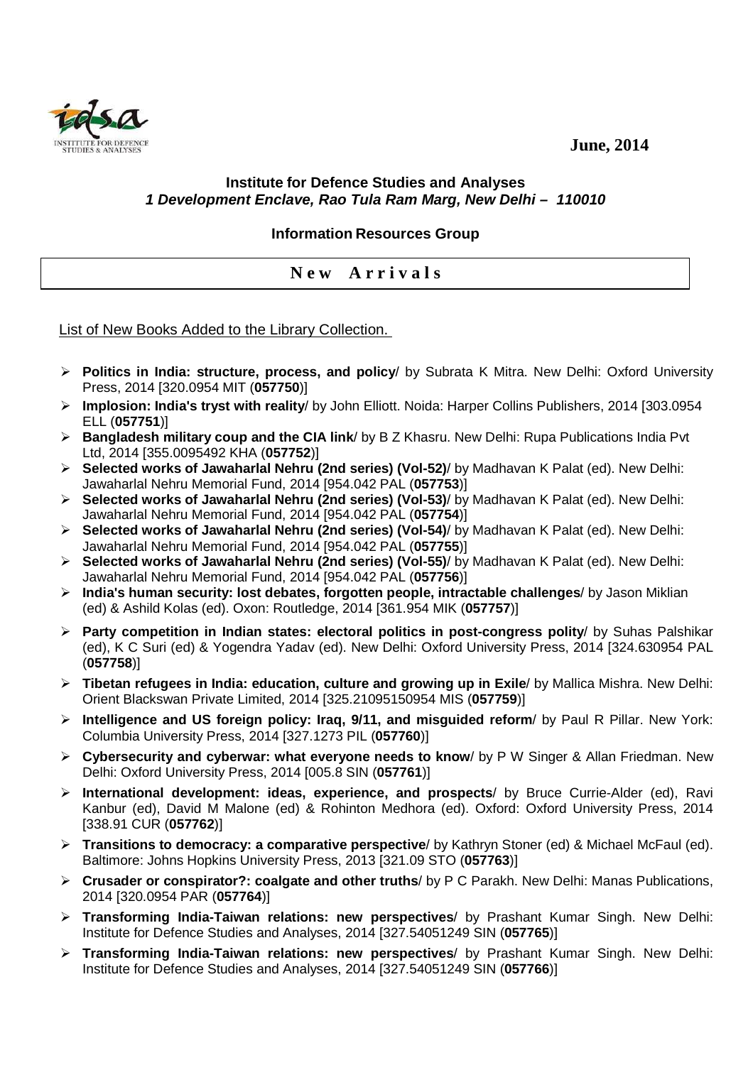June, 2014

**Institute for Defence Studies and Analyses**
***1 Development Enclave, Rao Tula Ram Marg, New Delhi – 110010***

**Information Resources Group**

## N e w A r r i v a l s

List of New Books Added to the Library Collection.

- **Politics in India: structure, process, and policy**/ by Subrata K Mitra. New Delhi: Oxford University Press, 2014 [320.0954 MIT (**057750**)]
- **Implosion: India's tryst with reality**/ by John Elliott. Noida: Harper Collins Publishers, 2014 [303.0954 ELL (**057751**)]
- **Bangladesh military coup and the CIA link**/ by B Z Khasru. New Delhi: Rupa Publications India Pvt Ltd, 2014 [355.0095492 KHA (**057752**)]
- **Selected works of Jawaharlal Nehru (2nd series) (Vol-52)**/ by Madhavan K Palat (ed). New Delhi: Jawaharlal Nehru Memorial Fund, 2014 [954.042 PAL (**057753**)]
- **Selected works of Jawaharlal Nehru (2nd series) (Vol-53)**/ by Madhavan K Palat (ed). New Delhi: Jawaharlal Nehru Memorial Fund, 2014 [954.042 PAL (**057754**)]
- **Selected works of Jawaharlal Nehru (2nd series) (Vol-54)**/ by Madhavan K Palat (ed). New Delhi: Jawaharlal Nehru Memorial Fund, 2014 [954.042 PAL (**057755**)]
- **Selected works of Jawaharlal Nehru (2nd series) (Vol-55)**/ by Madhavan K Palat (ed). New Delhi: Jawaharlal Nehru Memorial Fund, 2014 [954.042 PAL (**057756**)]
- **India's human security: lost debates, forgotten people, intractable challenges**/ by Jason Miklian (ed) & Ashild Kolas (ed). Oxon: Routledge, 2014 [361.954 MIK (**057757**)]
- **Party competition in Indian states: electoral politics in post-congress polity**/ by Suhas Palshikar (ed), K C Suri (ed) & Yogendra Yadav (ed). New Delhi: Oxford University Press, 2014 [324.630954 PAL (**057758**)]
- **Tibetan refugees in India: education, culture and growing up in Exile**/ by Mallica Mishra. New Delhi: Orient Blackswan Private Limited, 2014 [325.21095150954 MIS (**057759**)]
- **Intelligence and US foreign policy: Iraq, 9/11, and misguided reform**/ by Paul R Pillar. New York: Columbia University Press, 2014 [327.1273 PIL (**057760**)]
- **Cybersecurity and cyberwar: what everyone needs to know**/ by P W Singer & Allan Friedman. New Delhi: Oxford University Press, 2014 [005.8 SIN (**057761**)]
- **International development: ideas, experience, and prospects**/ by Bruce Currie-Alder (ed), Ravi Kanbur (ed), David M Malone (ed) & Rohinton Medhora (ed). Oxford: Oxford University Press, 2014 [338.91 CUR (**057762**)]
- **Transitions to democracy: a comparative perspective**/ by Kathryn Stoner (ed) & Michael McFaul (ed). Baltimore: Johns Hopkins University Press, 2013 [321.09 STO (**057763**)]
- **Crusader or conspirator?: coalgate and other truths**/ by P C Parakh. New Delhi: Manas Publications, 2014 [320.0954 PAR (**057764**)]
- **Transforming India-Taiwan relations: new perspectives**/ by Prashant Kumar Singh. New Delhi: Institute for Defence Studies and Analyses, 2014 [327.54051249 SIN (**057765**)]
- **Transforming India-Taiwan relations: new perspectives**/ by Prashant Kumar Singh. New Delhi: Institute for Defence Studies and Analyses, 2014 [327.54051249 SIN (**057766**)]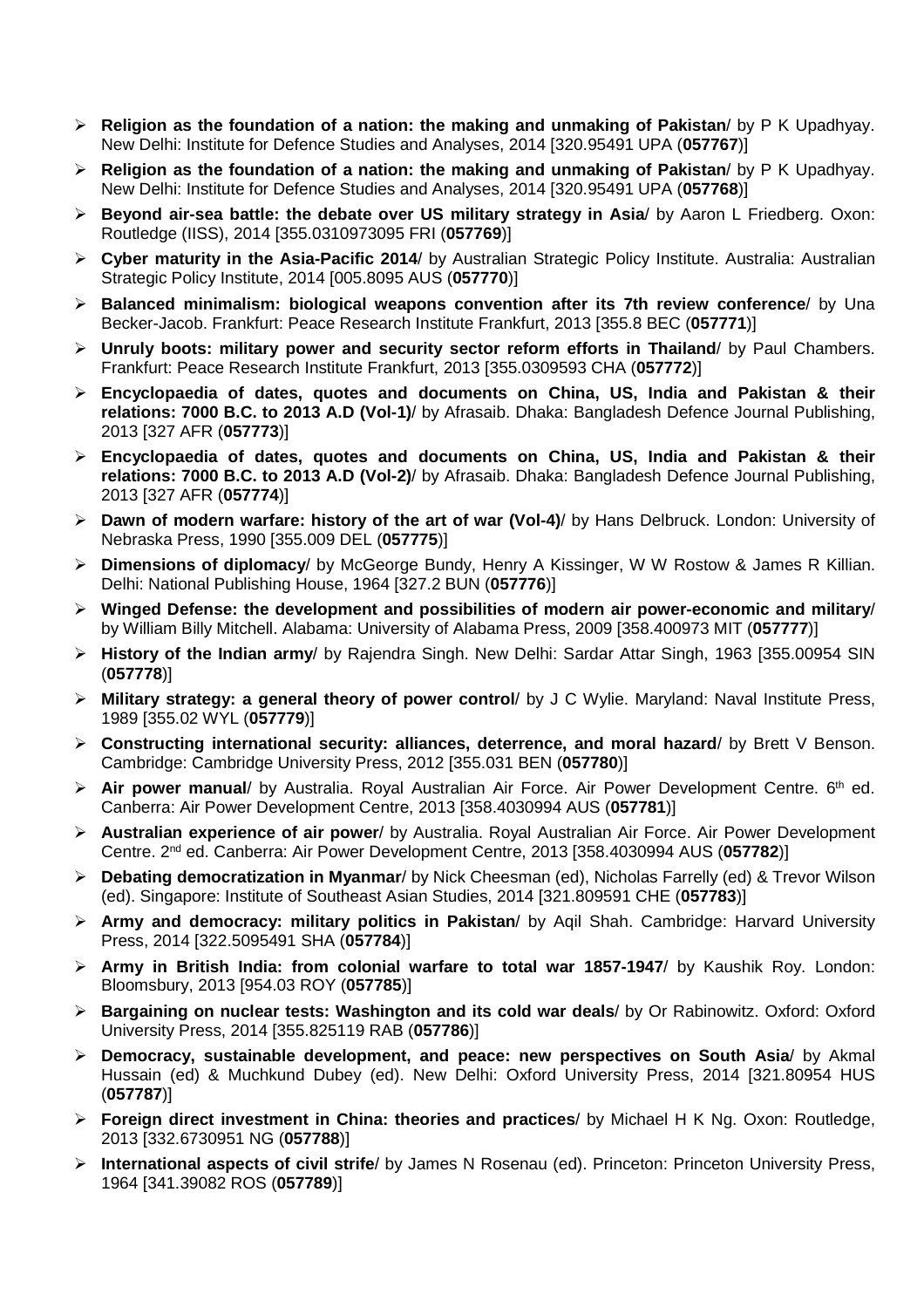- **Religion as the foundation of a nation: the making and unmaking of Pakistan**/ by P K Upadhyay. New Delhi: Institute for Defence Studies and Analyses, 2014 [320.95491 UPA (**057767**)]
- **Religion as the foundation of a nation: the making and unmaking of Pakistan**/ by P K Upadhyay. New Delhi: Institute for Defence Studies and Analyses, 2014 [320.95491 UPA (**057768**)]
- **Beyond air-sea battle: the debate over US military strategy in Asia**/ by Aaron L Friedberg. Oxon: Routledge (IISS), 2014 [355.0310973095 FRI (**057769**)]
- **Cyber maturity in the Asia-Pacific 2014**/ by Australian Strategic Policy Institute. Australia: Australian Strategic Policy Institute, 2014 [005.8095 AUS (**057770**)]
- **Balanced minimalism: biological weapons convention after its 7th review conference**/ by Una Becker-Jacob. Frankfurt: Peace Research Institute Frankfurt, 2013 [355.8 BEC (**057771**)]
- **Unruly boots: military power and security sector reform efforts in Thailand**/ by Paul Chambers. Frankfurt: Peace Research Institute Frankfurt, 2013 [355.0309593 CHA (**057772**)]
- **Encyclopaedia of dates, quotes and documents on China, US, India and Pakistan & their relations: 7000 B.C. to 2013 A.D (Vol-1)**/ by Afrasaib. Dhaka: Bangladesh Defence Journal Publishing, 2013 [327 AFR (**057773**)]
- **Encyclopaedia of dates, quotes and documents on China, US, India and Pakistan & their relations: 7000 B.C. to 2013 A.D (Vol-2)**/ by Afrasaib. Dhaka: Bangladesh Defence Journal Publishing, 2013 [327 AFR (**057774**)]
- **Dawn of modern warfare: history of the art of war (Vol-4)**/ by Hans Delbruck. London: University of Nebraska Press, 1990 [355.009 DEL (**057775**)]
- **Dimensions of diplomacy**/ by McGeorge Bundy, Henry A Kissinger, W W Rostow & James R Killian. Delhi: National Publishing House, 1964 [327.2 BUN (**057776**)]
- **Winged Defense: the development and possibilities of modern air power-economic and military**/ by William Billy Mitchell. Alabama: University of Alabama Press, 2009 [358.400973 MIT (**057777**)]
- **History of the Indian army**/ by Rajendra Singh. New Delhi: Sardar Attar Singh, 1963 [355.00954 SIN (**057778**)]
- **Military strategy: a general theory of power control**/ by J C Wylie. Maryland: Naval Institute Press, 1989 [355.02 WYL (**057779**)]
- **Constructing international security: alliances, deterrence, and moral hazard**/ by Brett V Benson. Cambridge: Cambridge University Press, 2012 [355.031 BEN (**057780**)]
- **Air power manual**/ by Australia. Royal Australian Air Force. Air Power Development Centre. 6th ed. Canberra: Air Power Development Centre, 2013 [358.4030994 AUS (**057781**)]
- **Australian experience of air power**/ by Australia. Royal Australian Air Force. Air Power Development Centre. 2nd ed. Canberra: Air Power Development Centre, 2013 [358.4030994 AUS (**057782**)]
- **Debating democratization in Myanmar**/ by Nick Cheesman (ed), Nicholas Farrelly (ed) & Trevor Wilson (ed). Singapore: Institute of Southeast Asian Studies, 2014 [321.809591 CHE (**057783**)]
- **Army and democracy: military politics in Pakistan**/ by Aqil Shah. Cambridge: Harvard University Press, 2014 [322.5095491 SHA (**057784**)]
- **Army in British India: from colonial warfare to total war 1857-1947**/ by Kaushik Roy. London: Bloomsbury, 2013 [954.03 ROY (**057785**)]
- **Bargaining on nuclear tests: Washington and its cold war deals**/ by Or Rabinowitz. Oxford: Oxford University Press, 2014 [355.825119 RAB (**057786**)]
- **Democracy, sustainable development, and peace: new perspectives on South Asia**/ by Akmal Hussain (ed) & Muchkund Dubey (ed). New Delhi: Oxford University Press, 2014 [321.80954 HUS (**057787**)]
- **Foreign direct investment in China: theories and practices**/ by Michael H K Ng. Oxon: Routledge, 2013 [332.6730951 NG (**057788**)]
- **International aspects of civil strife**/ by James N Rosenau (ed). Princeton: Princeton University Press, 1964 [341.39082 ROS (**057789**)]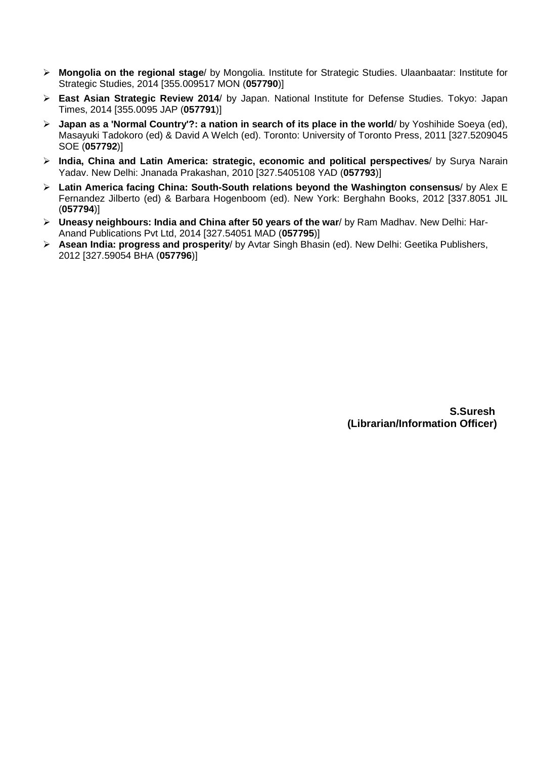- **Mongolia on the regional stage**/ by Mongolia. Institute for Strategic Studies. Ulaanbaatar: Institute for Strategic Studies, 2014 [355.009517 MON (**057790**)]
- **East Asian Strategic Review 2014**/ by Japan. National Institute for Defense Studies. Tokyo: Japan Times, 2014 [355.0095 JAP (**057791**)]
- **Japan as a 'Normal Country'?: a nation in search of its place in the world**/ by Yoshihide Soeya (ed), Masayuki Tadokoro (ed) & David A Welch (ed). Toronto: University of Toronto Press, 2011 [327.5209045 SOE (**057792**)]
- **India, China and Latin America: strategic, economic and political perspectives**/ by Surya Narain Yadav. New Delhi: Jnanada Prakashan, 2010 [327.5405108 YAD (**057793**)]
- **Latin America facing China: South-South relations beyond the Washington consensus**/ by Alex E Fernandez Jilberto (ed) & Barbara Hogenboom (ed). New York: Berghahn Books, 2012 [337.8051 JIL (**057794**)]
- **Uneasy neighbours: India and China after 50 years of the war**/ by Ram Madhav. New Delhi: Har-Anand Publications Pvt Ltd, 2014 [327.54051 MAD (**057795**)]
- **Asean India: progress and prosperity**/ by Avtar Singh Bhasin (ed). New Delhi: Geetika Publishers, 2012 [327.59054 BHA (**057796**)]

**S.Suresh**
**(Librarian/Information Officer)**